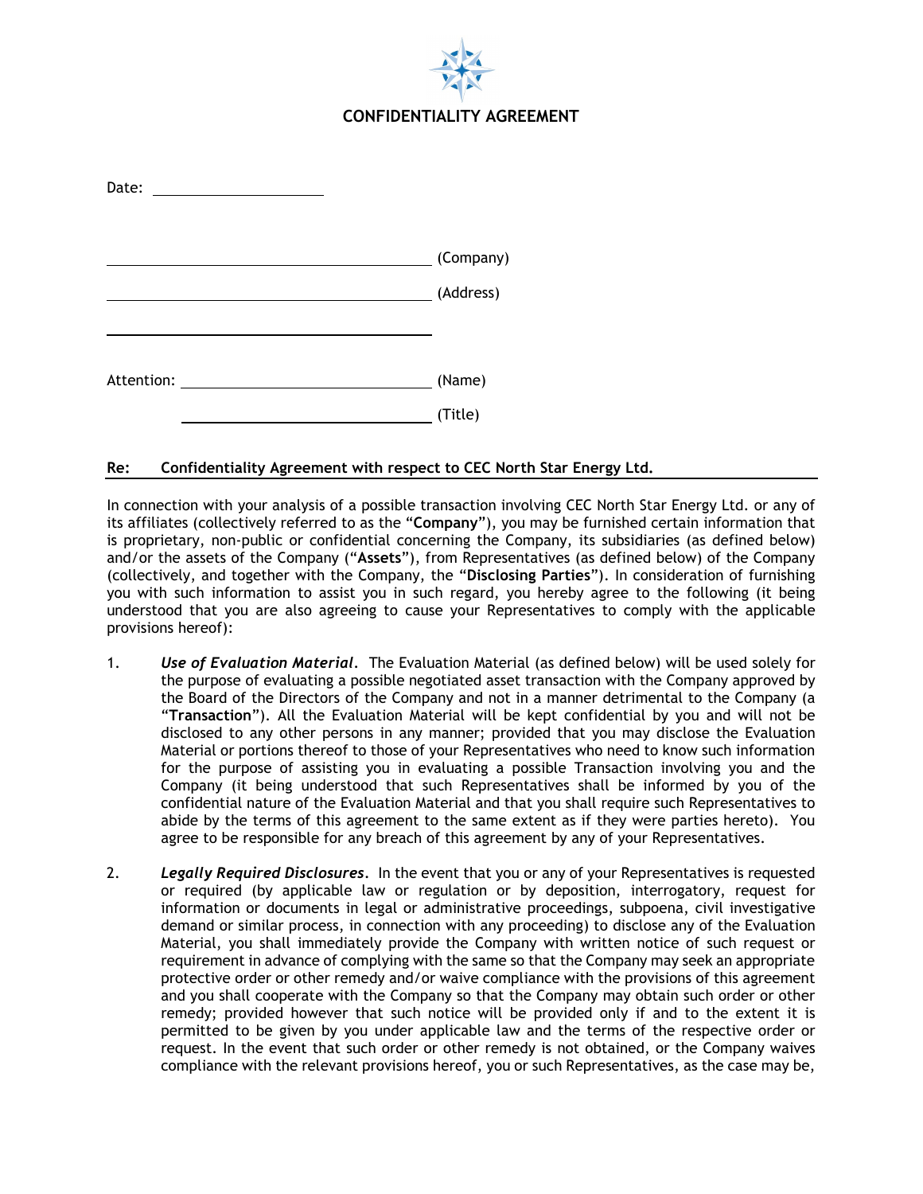# CONFIDENTIALITY AGREEMENT

Date: ____________________

________________________________________ (Company)

________________________________________ (Address)

________________________________________

Attention: ______________________________ (Name)

______________________________ (Title)

**Re: Confidentiality Agreement with respect to CEC North Star Energy Ltd.**

In connection with your analysis of a possible transaction involving CEC North Star Energy Ltd. or any of its affiliates (collectively referred to as the "**Company**"), you may be furnished certain information that is proprietary, non-public or confidential concerning the Company, its subsidiaries (as defined below) and/or the assets of the Company ("**Assets**"), from Representatives (as defined below) of the Company (collectively, and together with the Company, the "**Disclosing Parties**"). In consideration of furnishing you with such information to assist you in such regard, you hereby agree to the following (it being understood that you are also agreeing to cause your Representatives to comply with the applicable provisions hereof):

1. *Use of Evaluation Material*. The Evaluation Material (as defined below) will be used solely for the purpose of evaluating a possible negotiated asset transaction with the Company approved by the Board of the Directors of the Company and not in a manner detrimental to the Company (a "**Transaction**"). All the Evaluation Material will be kept confidential by you and will not be disclosed to any other persons in any manner; provided that you may disclose the Evaluation Material or portions thereof to those of your Representatives who need to know such information for the purpose of assisting you in evaluating a possible Transaction involving you and the Company (it being understood that such Representatives shall be informed by you of the confidential nature of the Evaluation Material and that you shall require such Representatives to abide by the terms of this agreement to the same extent as if they were parties hereto). You agree to be responsible for any breach of this agreement by any of your Representatives.

2. *Legally Required Disclosures*. In the event that you or any of your Representatives is requested or required (by applicable law or regulation or by deposition, interrogatory, request for information or documents in legal or administrative proceedings, subpoena, civil investigative demand or similar process, in connection with any proceeding) to disclose any of the Evaluation Material, you shall immediately provide the Company with written notice of such request or requirement in advance of complying with the same so that the Company may seek an appropriate protective order or other remedy and/or waive compliance with the provisions of this agreement and you shall cooperate with the Company so that the Company may obtain such order or other remedy; provided however that such notice will be provided only if and to the extent it is permitted to be given by you under applicable law and the terms of the respective order or request. In the event that such order or other remedy is not obtained, or the Company waives compliance with the relevant provisions hereof, you or such Representatives, as the case may be,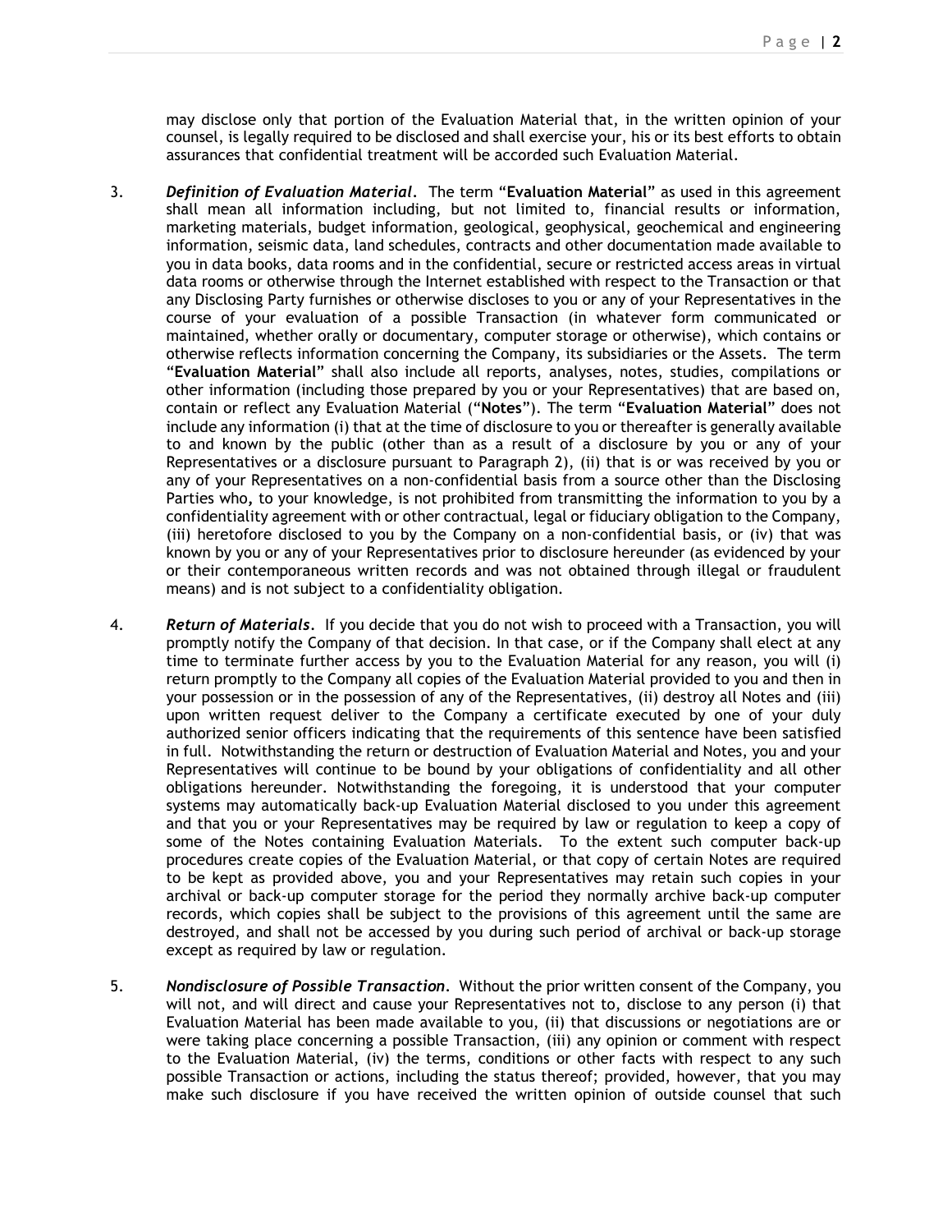may disclose only that portion of the Evaluation Material that, in the written opinion of your counsel, is legally required to be disclosed and shall exercise your, his or its best efforts to obtain assurances that confidential treatment will be accorded such Evaluation Material.

3. ***Definition of Evaluation Material.*** The term "**Evaluation Material**" as used in this agreement shall mean all information including, but not limited to, financial results or information, marketing materials, budget information, geological, geophysical, geochemical and engineering information, seismic data, land schedules, contracts and other documentation made available to you in data books, data rooms and in the confidential, secure or restricted access areas in virtual data rooms or otherwise through the Internet established with respect to the Transaction or that any Disclosing Party furnishes or otherwise discloses to you or any of your Representatives in the course of your evaluation of a possible Transaction (in whatever form communicated or maintained, whether orally or documentary, computer storage or otherwise), which contains or otherwise reflects information concerning the Company, its subsidiaries or the Assets. The term "**Evaluation Material**" shall also include all reports, analyses, notes, studies, compilations or other information (including those prepared by you or your Representatives) that are based on, contain or reflect any Evaluation Material ("**Notes**"). The term "**Evaluation Material**" does not include any information (i) that at the time of disclosure to you or thereafter is generally available to and known by the public (other than as a result of a disclosure by you or any of your Representatives or a disclosure pursuant to Paragraph 2), (ii) that is or was received by you or any of your Representatives on a non-confidential basis from a source other than the Disclosing Parties who, to your knowledge, is not prohibited from transmitting the information to you by a confidentiality agreement with or other contractual, legal or fiduciary obligation to the Company, (iii) heretofore disclosed to you by the Company on a non-confidential basis, or (iv) that was known by you or any of your Representatives prior to disclosure hereunder (as evidenced by your or their contemporaneous written records and was not obtained through illegal or fraudulent means) and is not subject to a confidentiality obligation.

4. ***Return of Materials.*** If you decide that you do not wish to proceed with a Transaction, you will promptly notify the Company of that decision. In that case, or if the Company shall elect at any time to terminate further access by you to the Evaluation Material for any reason, you will (i) return promptly to the Company all copies of the Evaluation Material provided to you and then in your possession or in the possession of any of the Representatives, (ii) destroy all Notes and (iii) upon written request deliver to the Company a certificate executed by one of your duly authorized senior officers indicating that the requirements of this sentence have been satisfied in full. Notwithstanding the return or destruction of Evaluation Material and Notes, you and your Representatives will continue to be bound by your obligations of confidentiality and all other obligations hereunder. Notwithstanding the foregoing, it is understood that your computer systems may automatically back-up Evaluation Material disclosed to you under this agreement and that you or your Representatives may be required by law or regulation to keep a copy of some of the Notes containing Evaluation Materials. To the extent such computer back-up procedures create copies of the Evaluation Material, or that copy of certain Notes are required to be kept as provided above, you and your Representatives may retain such copies in your archival or back-up computer storage for the period they normally archive back-up computer records, which copies shall be subject to the provisions of this agreement until the same are destroyed, and shall not be accessed by you during such period of archival or back-up storage except as required by law or regulation.

5. ***Nondisclosure of Possible Transaction.*** Without the prior written consent of the Company, you will not, and will direct and cause your Representatives not to, disclose to any person (i) that Evaluation Material has been made available to you, (ii) that discussions or negotiations are or were taking place concerning a possible Transaction, (iii) any opinion or comment with respect to the Evaluation Material, (iv) the terms, conditions or other facts with respect to any such possible Transaction or actions, including the status thereof; provided, however, that you may make such disclosure if you have received the written opinion of outside counsel that such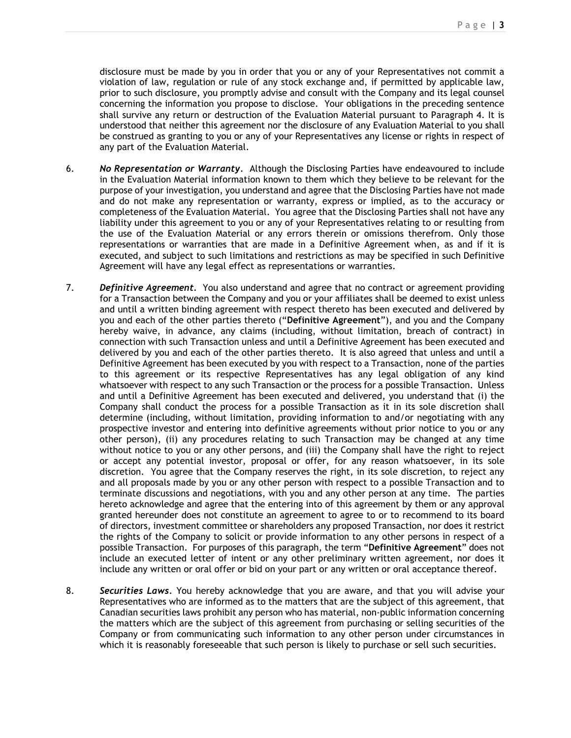disclosure must be made by you in order that you or any of your Representatives not commit a violation of law, regulation or rule of any stock exchange and, if permitted by applicable law, prior to such disclosure, you promptly advise and consult with the Company and its legal counsel concerning the information you propose to disclose. Your obligations in the preceding sentence shall survive any return or destruction of the Evaluation Material pursuant to Paragraph 4. It is understood that neither this agreement nor the disclosure of any Evaluation Material to you shall be construed as granting to you or any of your Representatives any license or rights in respect of any part of the Evaluation Material.

6. ***No Representation or Warranty***. Although the Disclosing Parties have endeavoured to include in the Evaluation Material information known to them which they believe to be relevant for the purpose of your investigation, you understand and agree that the Disclosing Parties have not made and do not make any representation or warranty, express or implied, as to the accuracy or completeness of the Evaluation Material. You agree that the Disclosing Parties shall not have any liability under this agreement to you or any of your Representatives relating to or resulting from the use of the Evaluation Material or any errors therein or omissions therefrom. Only those representations or warranties that are made in a Definitive Agreement when, as and if it is executed, and subject to such limitations and restrictions as may be specified in such Definitive Agreement will have any legal effect as representations or warranties.

7. ***Definitive Agreement***. You also understand and agree that no contract or agreement providing for a Transaction between the Company and you or your affiliates shall be deemed to exist unless and until a written binding agreement with respect thereto has been executed and delivered by you and each of the other parties thereto ("**Definitive Agreement**"), and you and the Company hereby waive, in advance, any claims (including, without limitation, breach of contract) in connection with such Transaction unless and until a Definitive Agreement has been executed and delivered by you and each of the other parties thereto. It is also agreed that unless and until a Definitive Agreement has been executed by you with respect to a Transaction, none of the parties to this agreement or its respective Representatives has any legal obligation of any kind whatsoever with respect to any such Transaction or the process for a possible Transaction. Unless and until a Definitive Agreement has been executed and delivered, you understand that (i) the Company shall conduct the process for a possible Transaction as it in its sole discretion shall determine (including, without limitation, providing information to and/or negotiating with any prospective investor and entering into definitive agreements without prior notice to you or any other person), (ii) any procedures relating to such Transaction may be changed at any time without notice to you or any other persons, and (iii) the Company shall have the right to reject or accept any potential investor, proposal or offer, for any reason whatsoever, in its sole discretion. You agree that the Company reserves the right, in its sole discretion, to reject any and all proposals made by you or any other person with respect to a possible Transaction and to terminate discussions and negotiations, with you and any other person at any time. The parties hereto acknowledge and agree that the entering into of this agreement by them or any approval granted hereunder does not constitute an agreement to agree to or to recommend to its board of directors, investment committee or shareholders any proposed Transaction, nor does it restrict the rights of the Company to solicit or provide information to any other persons in respect of a possible Transaction. For purposes of this paragraph, the term "**Definitive Agreement**" does not include an executed letter of intent or any other preliminary written agreement, nor does it include any written or oral offer or bid on your part or any written or oral acceptance thereof.

8. ***Securities Laws***. You hereby acknowledge that you are aware, and that you will advise your Representatives who are informed as to the matters that are the subject of this agreement, that Canadian securities laws prohibit any person who has material, non-public information concerning the matters which are the subject of this agreement from purchasing or selling securities of the Company or from communicating such information to any other person under circumstances in which it is reasonably foreseeable that such person is likely to purchase or sell such securities.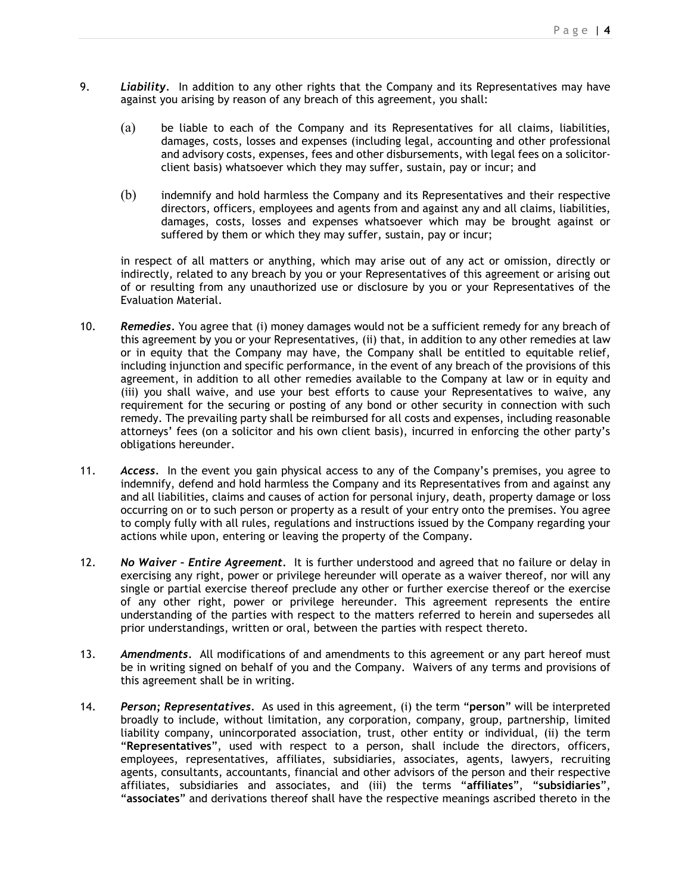9. ***Liability***. In addition to any other rights that the Company and its Representatives may have against you arising by reason of any breach of this agreement, you shall:

   (a) be liable to each of the Company and its Representatives for all claims, liabilities, damages, costs, losses and expenses (including legal, accounting and other professional and advisory costs, expenses, fees and other disbursements, with legal fees on a solicitor-client basis) whatsoever which they may suffer, sustain, pay or incur; and

   (b) indemnify and hold harmless the Company and its Representatives and their respective directors, officers, employees and agents from and against any and all claims, liabilities, damages, costs, losses and expenses whatsoever which may be brought against or suffered by them or which they may suffer, sustain, pay or incur;

   in respect of all matters or anything, which may arise out of any act or omission, directly or indirectly, related to any breach by you or your Representatives of this agreement or arising out of or resulting from any unauthorized use or disclosure by you or your Representatives of the Evaluation Material.

10. ***Remedies***. You agree that (i) money damages would not be a sufficient remedy for any breach of this agreement by you or your Representatives, (ii) that, in addition to any other remedies at law or in equity that the Company may have, the Company shall be entitled to equitable relief, including injunction and specific performance, in the event of any breach of the provisions of this agreement, in addition to all other remedies available to the Company at law or in equity and (iii) you shall waive, and use your best efforts to cause your Representatives to waive, any requirement for the securing or posting of any bond or other security in connection with such remedy. The prevailing party shall be reimbursed for all costs and expenses, including reasonable attorneys' fees (on a solicitor and his own client basis), incurred in enforcing the other party's obligations hereunder.

11. ***Access***. In the event you gain physical access to any of the Company's premises, you agree to indemnify, defend and hold harmless the Company and its Representatives from and against any and all liabilities, claims and causes of action for personal injury, death, property damage or loss occurring on or to such person or property as a result of your entry onto the premises. You agree to comply fully with all rules, regulations and instructions issued by the Company regarding your actions while upon, entering or leaving the property of the Company.

12. ***No Waiver – Entire Agreement***. It is further understood and agreed that no failure or delay in exercising any right, power or privilege hereunder will operate as a waiver thereof, nor will any single or partial exercise thereof preclude any other or further exercise thereof or the exercise of any other right, power or privilege hereunder. This agreement represents the entire understanding of the parties with respect to the matters referred to herein and supersedes all prior understandings, written or oral, between the parties with respect thereto.

13. ***Amendments***. All modifications of and amendments to this agreement or any part hereof must be in writing signed on behalf of you and the Company. Waivers of any terms and provisions of this agreement shall be in writing.

14. ***Person; Representatives***. As used in this agreement, (i) the term "**person**" will be interpreted broadly to include, without limitation, any corporation, company, group, partnership, limited liability company, unincorporated association, trust, other entity or individual, (ii) the term "**Representatives**", used with respect to a person, shall include the directors, officers, employees, representatives, affiliates, subsidiaries, associates, agents, lawyers, recruiting agents, consultants, accountants, financial and other advisors of the person and their respective affiliates, subsidiaries and associates, and (iii) the terms "**affiliates**", "**subsidiaries**", "**associates**" and derivations thereof shall have the respective meanings ascribed thereto in the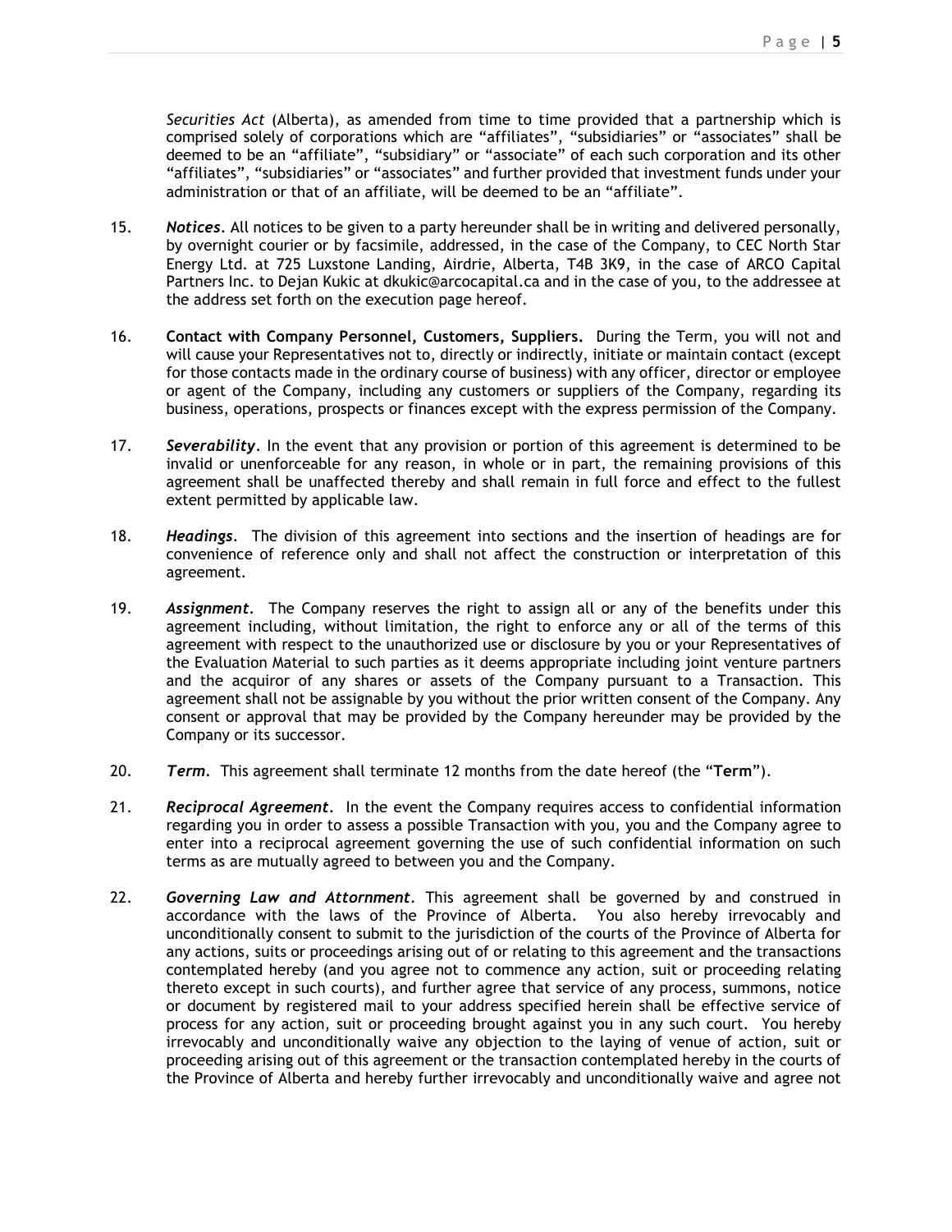*Securities Act* (Alberta), as amended from time to time provided that a partnership which is comprised solely of corporations which are "affiliates", "subsidiaries" or "associates" shall be deemed to be an "affiliate", "subsidiary" or "associate" of each such corporation and its other "affiliates", "subsidiaries" or "associates" and further provided that investment funds under your administration or that of an affiliate, will be deemed to be an "affiliate".

15. ***Notices***. All notices to be given to a party hereunder shall be in writing and delivered personally, by overnight courier or by facsimile, addressed, in the case of the Company, to CEC North Star Energy Ltd. at 725 Luxstone Landing, Airdrie, Alberta, T4B 3K9, in the case of ARCO Capital Partners Inc. to Dejan Kukic at dkukic@arcocapital.ca and in the case of you, to the addressee at the address set forth on the execution page hereof.

16. **Contact with Company Personnel, Customers, Suppliers.** During the Term, you will not and will cause your Representatives not to, directly or indirectly, initiate or maintain contact (except for those contacts made in the ordinary course of business) with any officer, director or employee or agent of the Company, including any customers or suppliers of the Company, regarding its business, operations, prospects or finances except with the express permission of the Company.

17. ***Severability***. In the event that any provision or portion of this agreement is determined to be invalid or unenforceable for any reason, in whole or in part, the remaining provisions of this agreement shall be unaffected thereby and shall remain in full force and effect to the fullest extent permitted by applicable law.

18. ***Headings***. The division of this agreement into sections and the insertion of headings are for convenience of reference only and shall not affect the construction or interpretation of this agreement.

19. ***Assignment***. The Company reserves the right to assign all or any of the benefits under this agreement including, without limitation, the right to enforce any or all of the terms of this agreement with respect to the unauthorized use or disclosure by you or your Representatives of the Evaluation Material to such parties as it deems appropriate including joint venture partners and the acquiror of any shares or assets of the Company pursuant to a Transaction. This agreement shall not be assignable by you without the prior written consent of the Company. Any consent or approval that may be provided by the Company hereunder may be provided by the Company or its successor.

20. ***Term***. This agreement shall terminate 12 months from the date hereof (the "**Term**").

21. ***Reciprocal Agreement***. In the event the Company requires access to confidential information regarding you in order to assess a possible Transaction with you, you and the Company agree to enter into a reciprocal agreement governing the use of such confidential information on such terms as are mutually agreed to between you and the Company.

22. ***Governing Law and Attornment***. This agreement shall be governed by and construed in accordance with the laws of the Province of Alberta. You also hereby irrevocably and unconditionally consent to submit to the jurisdiction of the courts of the Province of Alberta for any actions, suits or proceedings arising out of or relating to this agreement and the transactions contemplated hereby (and you agree not to commence any action, suit or proceeding relating thereto except in such courts), and further agree that service of any process, summons, notice or document by registered mail to your address specified herein shall be effective service of process for any action, suit or proceeding brought against you in any such court. You hereby irrevocably and unconditionally waive any objection to the laying of venue of action, suit or proceeding arising out of this agreement or the transaction contemplated hereby in the courts of the Province of Alberta and hereby further irrevocably and unconditionally waive and agree not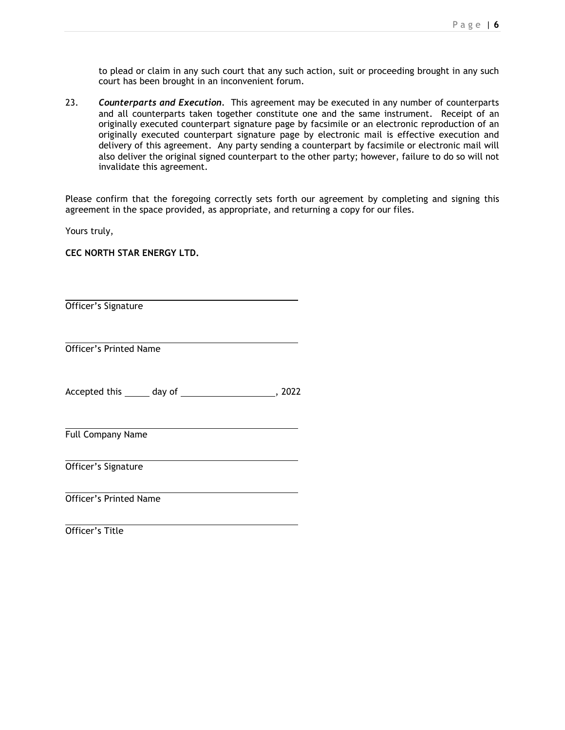to plead or claim in any such court that any such action, suit or proceeding brought in any such court has been brought in an inconvenient forum.

23. ***Counterparts and Execution***. This agreement may be executed in any number of counterparts and all counterparts taken together constitute one and the same instrument. Receipt of an originally executed counterpart signature page by facsimile or an electronic reproduction of an originally executed counterpart signature page by electronic mail is effective execution and delivery of this agreement. Any party sending a counterpart by facsimile or electronic mail will also deliver the original signed counterpart to the other party; however, failure to do so will not invalidate this agreement.

Please confirm that the foregoing correctly sets forth our agreement by completing and signing this agreement in the space provided, as appropriate, and returning a copy for our files.

Yours truly,

**CEC NORTH STAR ENERGY LTD.**

______________________________________
Officer's Signature

______________________________________
Officer's Printed Name

Accepted this _____ day of ___________________, 2022

______________________________________
Full Company Name

______________________________________
Officer's Signature

______________________________________
Officer's Printed Name

______________________________________
Officer's Title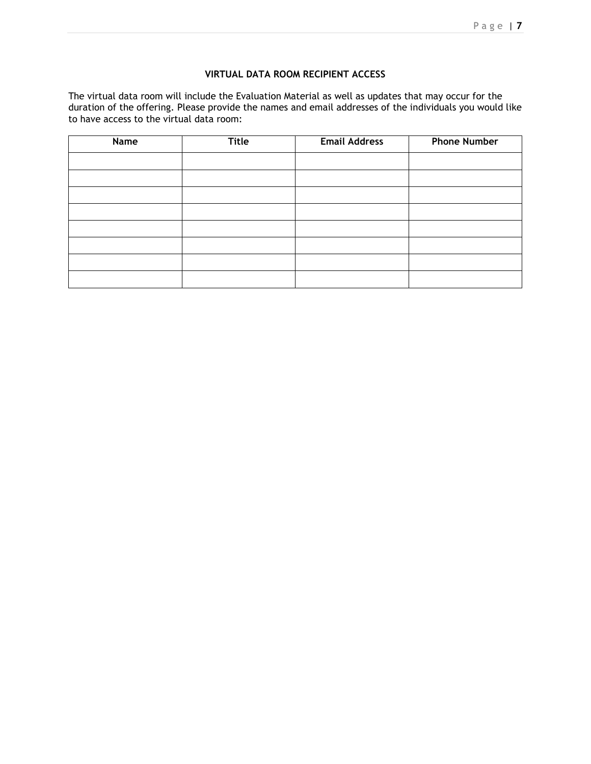## VIRTUAL DATA ROOM RECIPIENT ACCESS

The virtual data room will include the Evaluation Material as well as updates that may occur for the duration of the offering. Please provide the names and email addresses of the individuals you would like to have access to the virtual data room:

| Name | Title | Email Address | Phone Number |
|---|---|---|---|
| | | | |
| | | | |
| | | | |
| | | | |
| | | | |
| | | | |
| | | | |
| | | | |